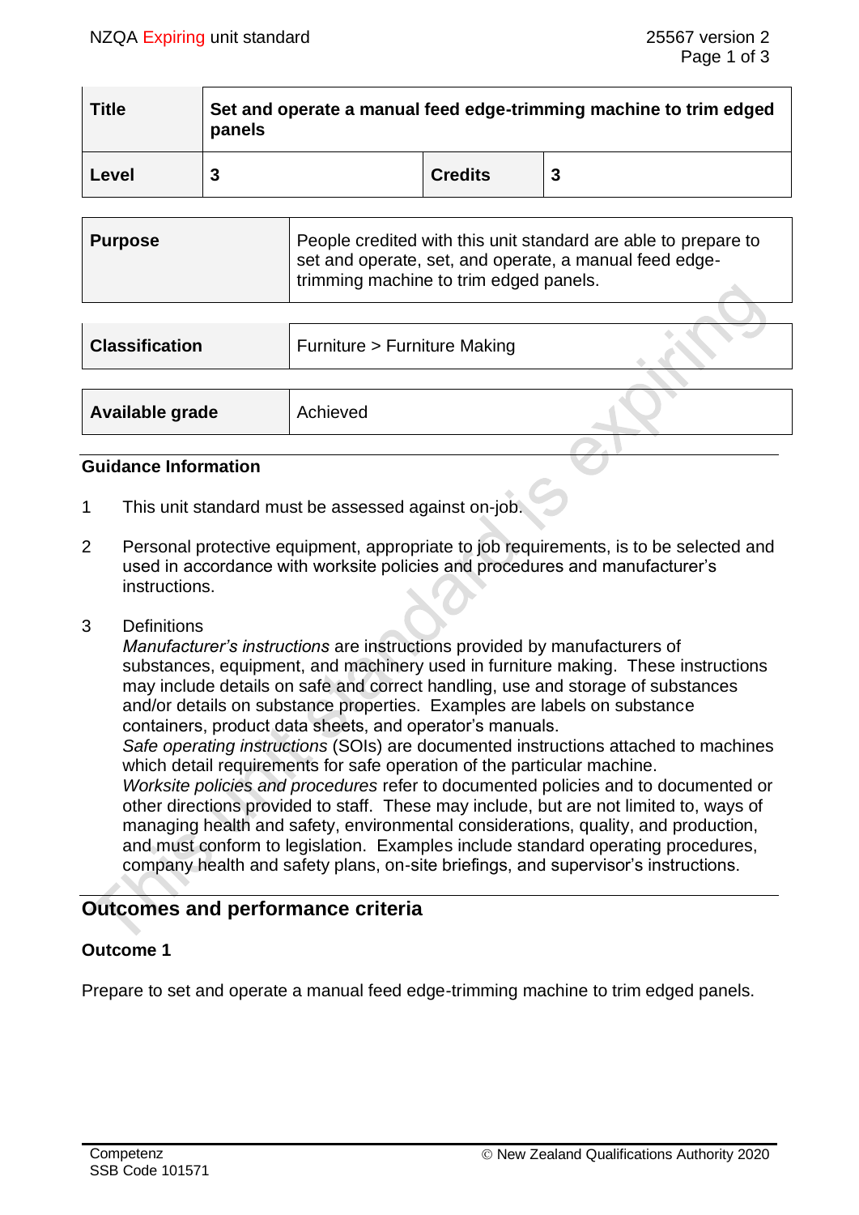| Title | Set and operate a manual feed edge-trimming machine to trim edged panels | | |
|---|---|---|---|
| **Level** | **3** | **Credits** | **3** |

| **Purpose** | People credited with this unit standard are able to prepare to set and operate, set, and operate, a manual feed edge-trimming machine to trim edged panels. |
|---|---|

| **Classification** | Furniture > Furniture Making |
|---|---|

| **Available grade** | Achieved |
|---|---|

### Guidance Information

1. This unit standard must be assessed against on-job.

2. Personal protective equipment, appropriate to job requirements, is to be selected and used in accordance with worksite policies and procedures and manufacturer's instructions.

3. Definitions
   *Manufacturer's instructions* are instructions provided by manufacturers of substances, equipment, and machinery used in furniture making. These instructions may include details on safe and correct handling, use and storage of substances and/or details on substance properties. Examples are labels on substance containers, product data sheets, and operator's manuals.
   *Safe operating instructions* (SOIs) are documented instructions attached to machines which detail requirements for safe operation of the particular machine.
   *Worksite policies and procedures* refer to documented policies and to documented or other directions provided to staff. These may include, but are not limited to, ways of managing health and safety, environmental considerations, quality, and production, and must conform to legislation. Examples include standard operating procedures, company health and safety plans, on-site briefings, and supervisor's instructions.

## Outcomes and performance criteria

### Outcome 1

Prepare to set and operate a manual feed edge-trimming machine to trim edged panels.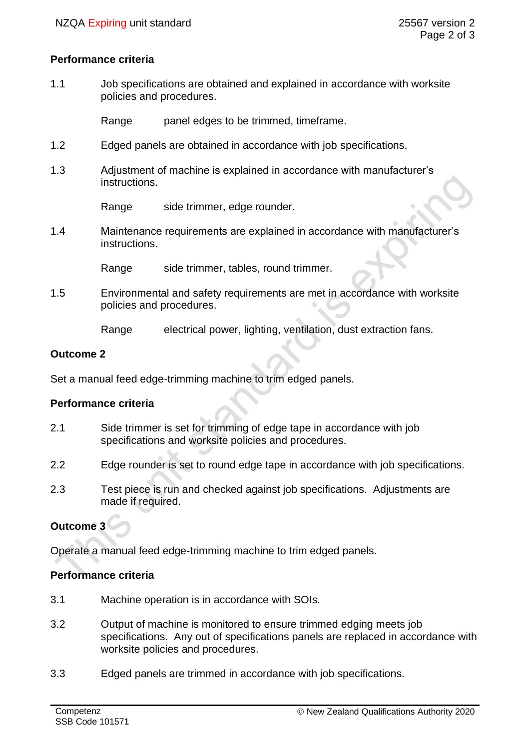**Performance criteria**

1.1 Job specifications are obtained and explained in accordance with worksite policies and procedures.

Range panel edges to be trimmed, timeframe.

1.2 Edged panels are obtained in accordance with job specifications.

1.3 Adjustment of machine is explained in accordance with manufacturer's instructions.

Range side trimmer, edge rounder.

1.4 Maintenance requirements are explained in accordance with manufacturer's instructions.

Range side trimmer, tables, round trimmer.

1.5 Environmental and safety requirements are met in accordance with worksite policies and procedures.

Range electrical power, lighting, ventilation, dust extraction fans.

**Outcome 2**

Set a manual feed edge-trimming machine to trim edged panels.

**Performance criteria**

2.1 Side trimmer is set for trimming of edge tape in accordance with job specifications and worksite policies and procedures.

2.2 Edge rounder is set to round edge tape in accordance with job specifications.

2.3 Test piece is run and checked against job specifications. Adjustments are made if required.

**Outcome 3**

Operate a manual feed edge-trimming machine to trim edged panels.

**Performance criteria**

3.1 Machine operation is in accordance with SOIs.

3.2 Output of machine is monitored to ensure trimmed edging meets job specifications. Any out of specifications panels are replaced in accordance with worksite policies and procedures.

3.3 Edged panels are trimmed in accordance with job specifications.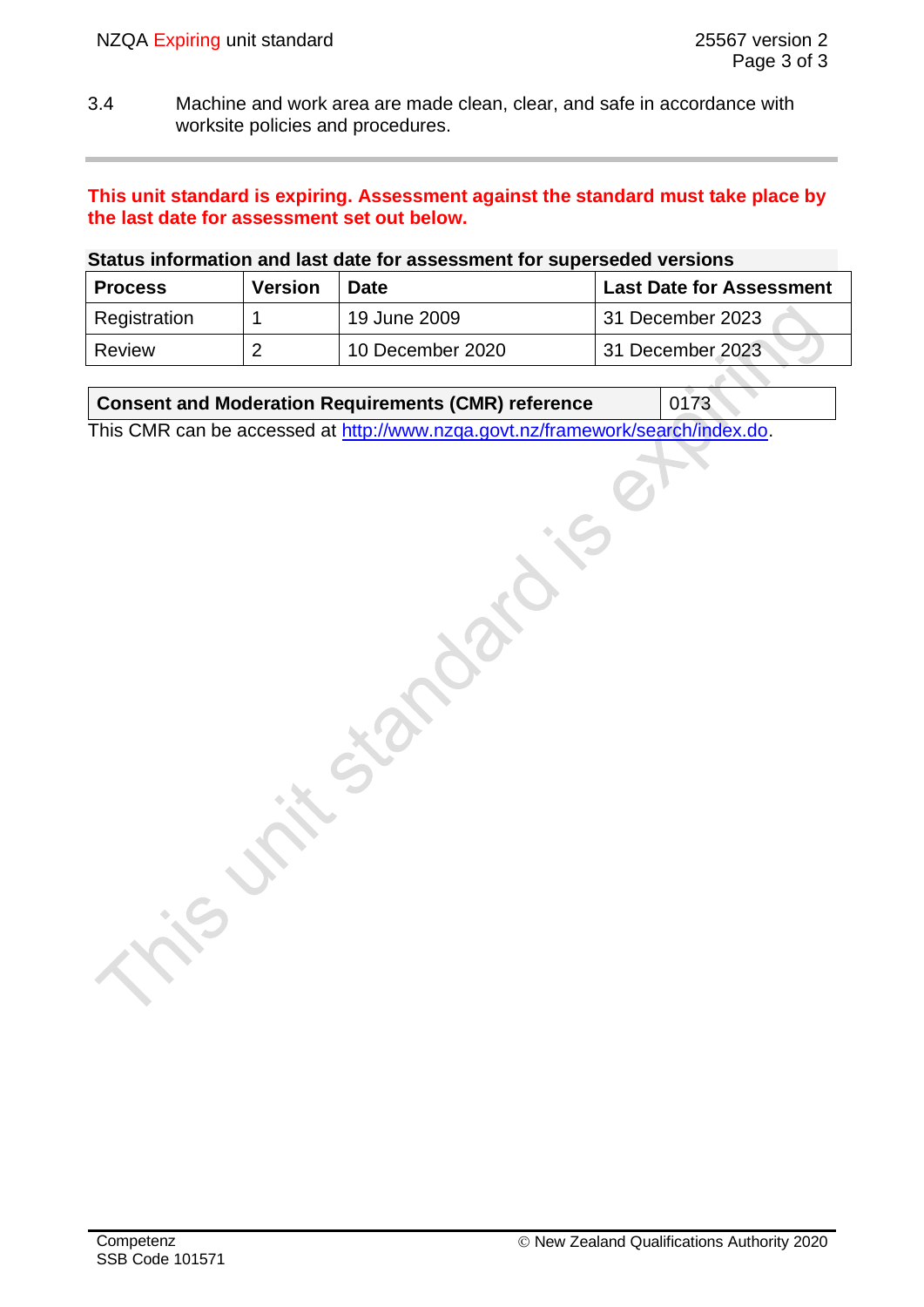3.4 Machine and work area are made clean, clear, and safe in accordance with worksite policies and procedures.

**This unit standard is expiring. Assessment against the standard must take place by the last date for assessment set out below.**

**Status information and last date for assessment for superseded versions**

| Process | Version | Date | Last Date for Assessment |
|---|---|---|---|
| Registration | 1 | 19 June 2009 | 31 December 2023 |
| Review | 2 | 10 December 2020 | 31 December 2023 |

| **Consent and Moderation Requirements (CMR) reference** | 0173 |
|---|---|

This CMR can be accessed at http://www.nzqa.govt.nz/framework/search/index.do.